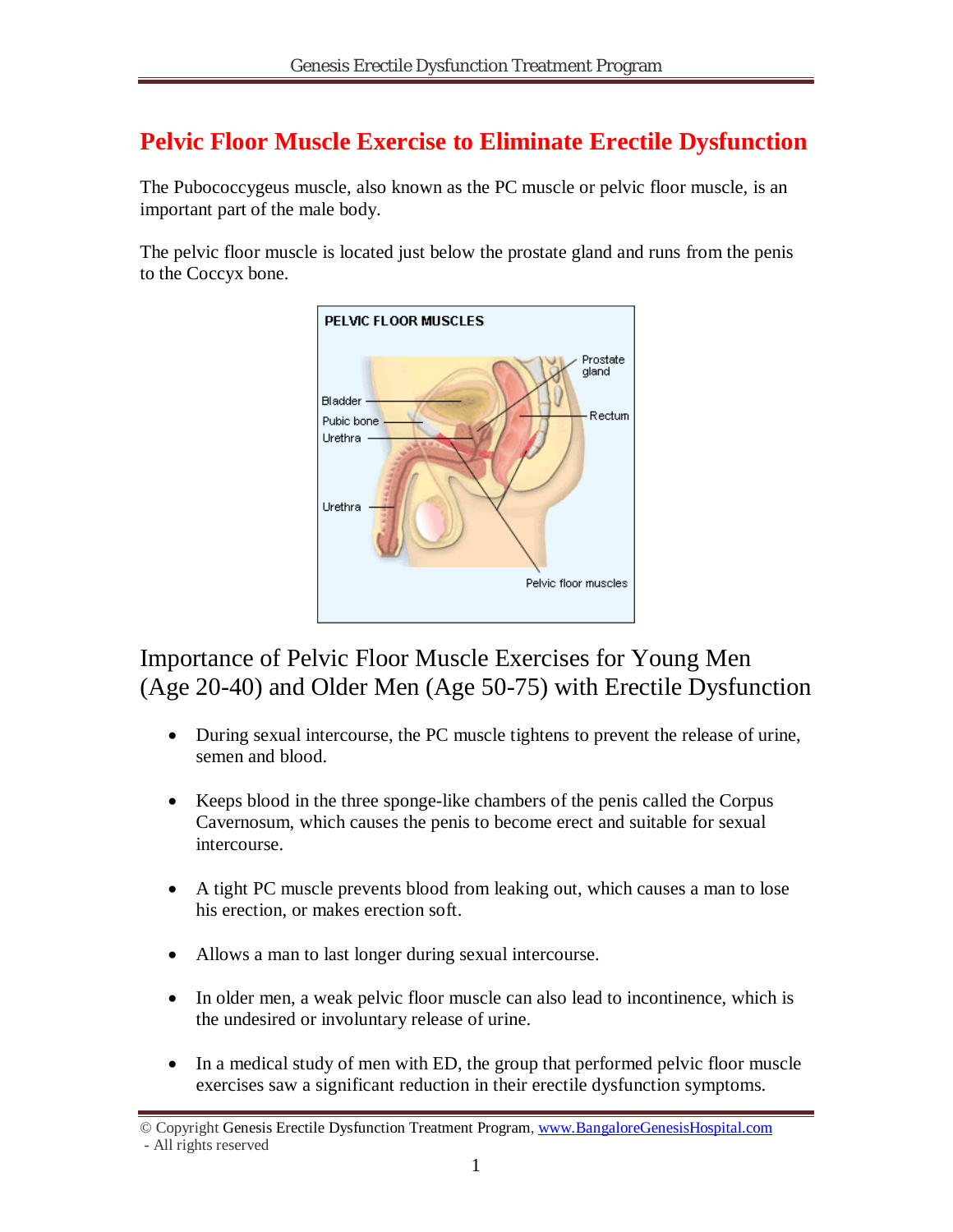# Pelvic Floor Muscle Exercise to Eliminate Erectile Dysfunction

The Pubococcygeus muscle, also known as the PC muscle or pelvic floor muscle, is an important part of the male body.

The pelvic floor muscle is located just below the prostate gland and runs from the penis to the Coccyx bone.

## Importance of Pelvic Floor Muscle Exercises for Young Men (Age 20-40) and Older Men (Age 50-75) with Erectile Dysfunction

- During sexual intercourse, the PC muscle tightens to prevent the release of urine, semen and blood.
- Keeps blood in the three sponge-like chambers of the penis called the Corpus Cavernosum, which causes the penis to become erect and suitable for sexual intercourse.
- A tight PC muscle prevents blood from leaking out, which causes a man to lose his erection, or makes erection soft.
- Allows a man to last longer during sexual intercourse.
- In older men, a weak pelvic floor muscle can also lead to incontinence, which is the undesired or involuntary release of urine.
- In a medical study of men with ED, the group that performed pelvic floor muscle exercises saw a significant reduction in their erectile dysfunction symptoms.

© Copyright Genesis Erectile Dysfunction Treatment Program, www.BangaloreGenesisHospital.com - All rights reserved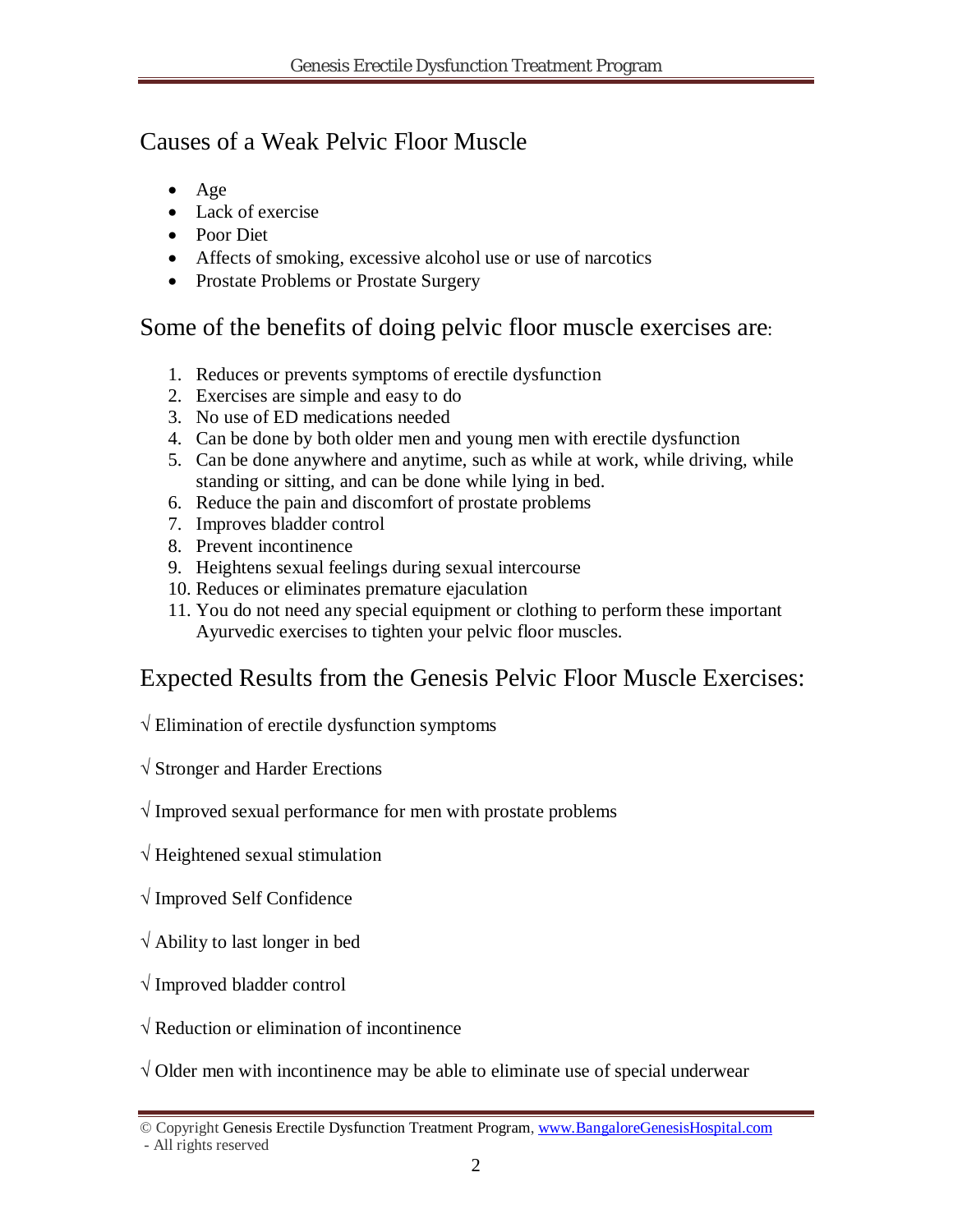## Causes of a Weak Pelvic Floor Muscle

- Age
- Lack of exercise
- Poor Diet
- Affects of smoking, excessive alcohol use or use of narcotics
- Prostate Problems or Prostate Surgery

## Some of the benefits of doing pelvic floor muscle exercises are:

1. Reduces or prevents symptoms of erectile dysfunction
2. Exercises are simple and easy to do
3. No use of ED medications needed
4. Can be done by both older men and young men with erectile dysfunction
5. Can be done anywhere and anytime, such as while at work, while driving, while standing or sitting, and can be done while lying in bed.
6. Reduce the pain and discomfort of prostate problems
7. Improves bladder control
8. Prevent incontinence
9. Heightens sexual feelings during sexual intercourse
10. Reduces or eliminates premature ejaculation
11. You do not need any special equipment or clothing to perform these important Ayurvedic exercises to tighten your pelvic floor muscles.

## Expected Results from the Genesis Pelvic Floor Muscle Exercises:

√ Elimination of erectile dysfunction symptoms

√ Stronger and Harder Erections

√ Improved sexual performance for men with prostate problems

√ Heightened sexual stimulation

√ Improved Self Confidence

√ Ability to last longer in bed

√ Improved bladder control

√ Reduction or elimination of incontinence

√ Older men with incontinence may be able to eliminate use of special underwear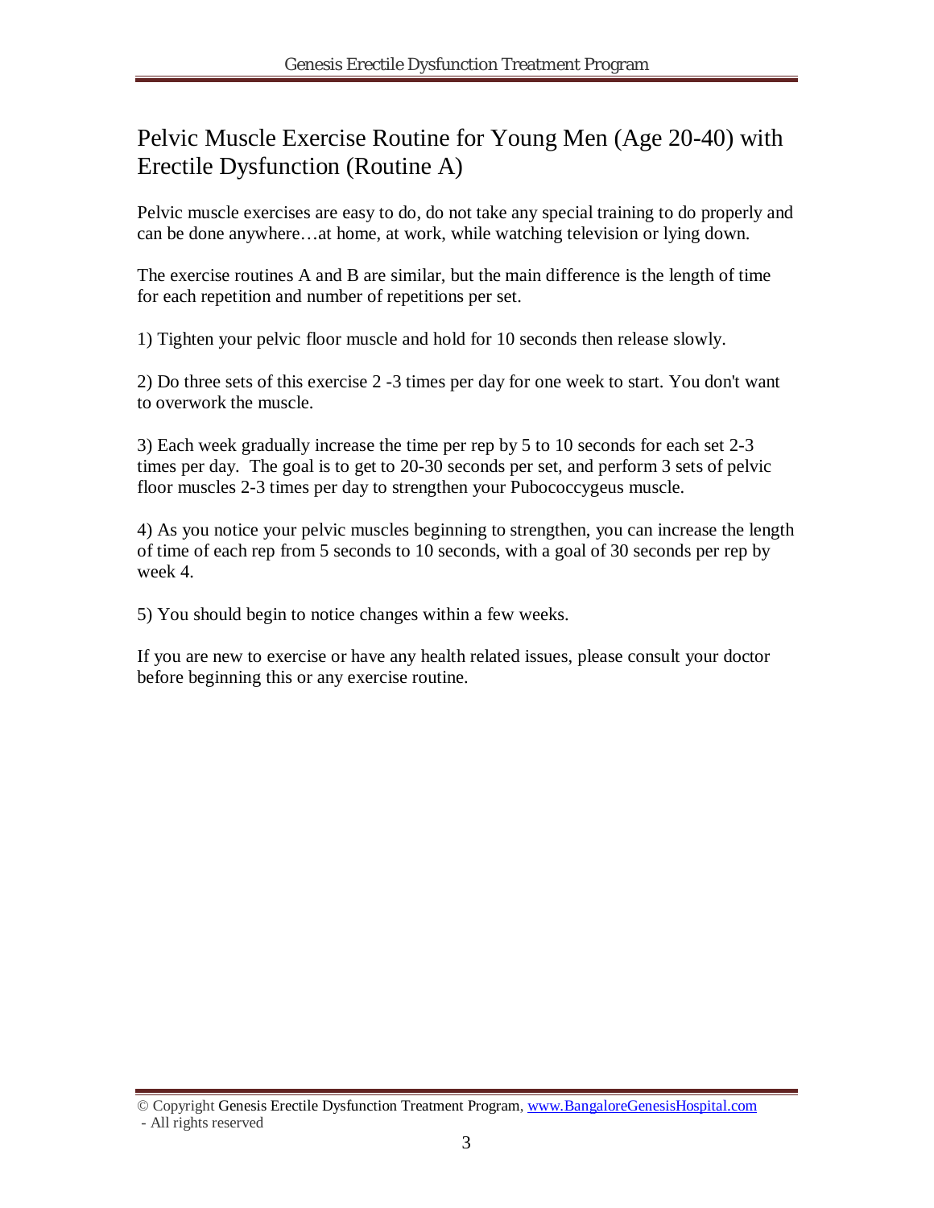# Pelvic Muscle Exercise Routine for Young Men (Age 20-40) with Erectile Dysfunction (Routine A)

Pelvic muscle exercises are easy to do, do not take any special training to do properly and can be done anywhere…at home, at work, while watching television or lying down.

The exercise routines A and B are similar, but the main difference is the length of time for each repetition and number of repetitions per set.

1) Tighten your pelvic floor muscle and hold for 10 seconds then release slowly.

2) Do three sets of this exercise 2 -3 times per day for one week to start. You don't want to overwork the muscle.

3) Each week gradually increase the time per rep by 5 to 10 seconds for each set 2-3 times per day. The goal is to get to 20-30 seconds per set, and perform 3 sets of pelvic floor muscles 2-3 times per day to strengthen your Pubococcygeus muscle.

4) As you notice your pelvic muscles beginning to strengthen, you can increase the length of time of each rep from 5 seconds to 10 seconds, with a goal of 30 seconds per rep by week 4.

5) You should begin to notice changes within a few weeks.

If you are new to exercise or have any health related issues, please consult your doctor before beginning this or any exercise routine.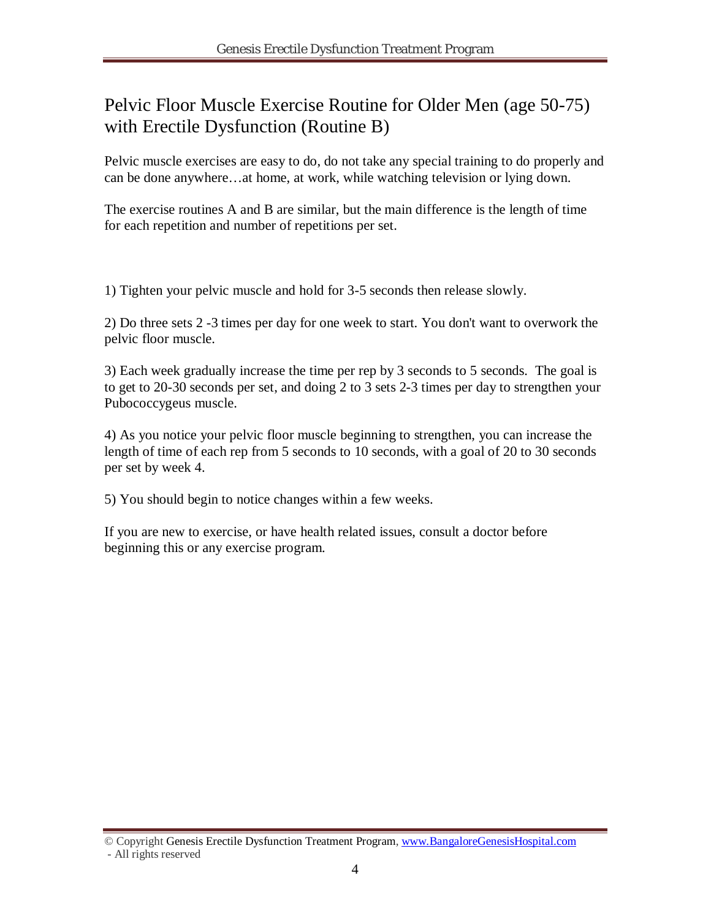# Pelvic Floor Muscle Exercise Routine for Older Men (age 50-75) with Erectile Dysfunction (Routine B)

Pelvic muscle exercises are easy to do, do not take any special training to do properly and can be done anywhere…at home, at work, while watching television or lying down.

The exercise routines A and B are similar, but the main difference is the length of time for each repetition and number of repetitions per set.

1) Tighten your pelvic muscle and hold for 3-5 seconds then release slowly.

2) Do three sets 2 -3 times per day for one week to start. You don't want to overwork the pelvic floor muscle.

3) Each week gradually increase the time per rep by 3 seconds to 5 seconds. The goal is to get to 20-30 seconds per set, and doing 2 to 3 sets 2-3 times per day to strengthen your Pubococcygeus muscle.

4) As you notice your pelvic floor muscle beginning to strengthen, you can increase the length of time of each rep from 5 seconds to 10 seconds, with a goal of 20 to 30 seconds per set by week 4.

5) You should begin to notice changes within a few weeks.

If you are new to exercise, or have health related issues, consult a doctor before beginning this or any exercise program.

© Copyright Genesis Erectile Dysfunction Treatment Program, www.BangaloreGenesisHospital.com - All rights reserved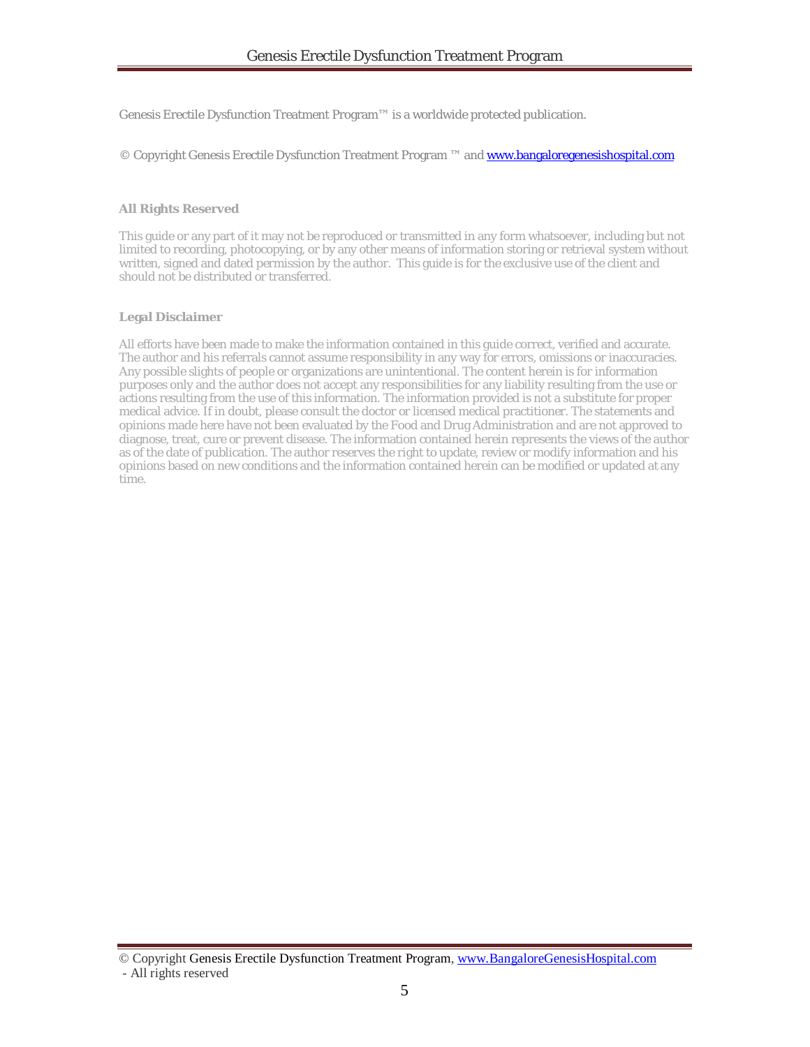Genesis Erectile Dysfunction Treatment Program™ is a worldwide protected publication.

© Copyright Genesis Erectile Dysfunction Treatment Program ™ and www.bangaloregenesishospital.com

**All Rights Reserved**

This guide or any part of it may not be reproduced or transmitted in any form whatsoever, including but not limited to recording, photocopying, or by any other means of information storing or retrieval system without written, signed and dated permission by the author. This guide is for the exclusive use of the client and should not be distributed or transferred.

**Legal Disclaimer**

All efforts have been made to make the information contained in this guide correct, verified and accurate. The author and his referrals cannot assume responsibility in any way for errors, omissions or inaccuracies. Any possible slights of people or organizations are unintentional. The content herein is for information purposes only and the author does not accept any responsibilities for any liability resulting from the use or actions resulting from the use of this information. The information provided is not a substitute for proper medical advice. If in doubt, please consult the doctor or licensed medical practitioner. The statements and opinions made here have not been evaluated by the Food and Drug Administration and are not approved to diagnose, treat, cure or prevent disease. The information contained herein represents the views of the author as of the date of publication. The author reserves the right to update, review or modify information and his opinions based on new conditions and the information contained herein can be modified or updated at any time.